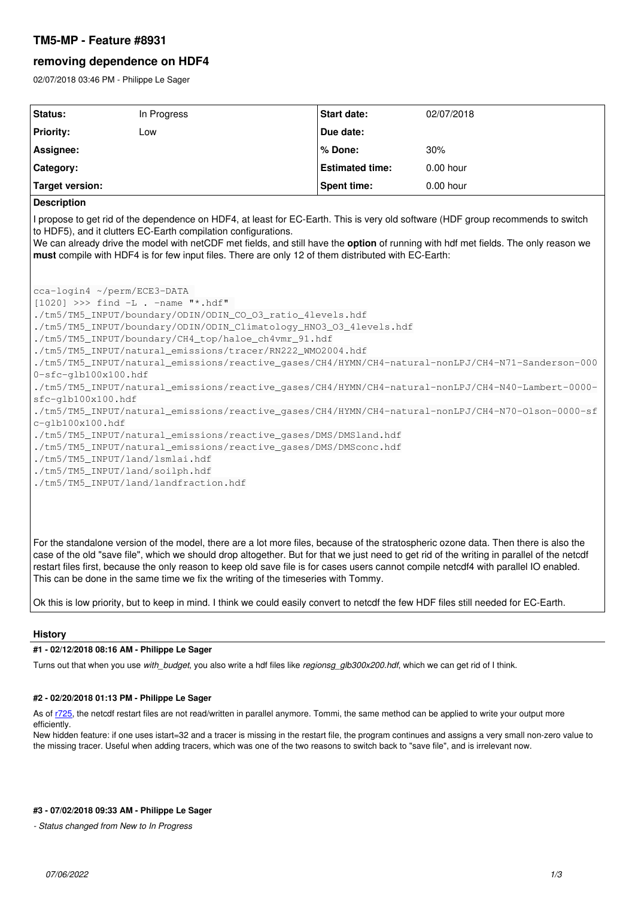# TM5-MP - Feature #8931

## removing dependence on HDF4

02/07/2018 03:46 PM - Philippe Le Sager

| Status: | In Progress | Start date: | 02/07/2018 |
| --- | --- | --- | --- |
| Priority: | Low | Due date: | |
| Assignee: | | % Done: | 30% |
| Category: | | Estimated time: | 0.00 hour |
| Target version: | | Spent time: | 0.00 hour |

**Description**

I propose to get rid of the dependence on HDF4, at least for EC-Earth. This is very old software (HDF group recommends to switch to HDF5), and it clutters EC-Earth compilation configurations.
We can already drive the model with netCDF met fields, and still have the **option** of running with hdf met fields. The only reason we **must** compile with HDF4 is for few input files. There are only 12 of them distributed with EC-Earth:

```
cca-login4 ~/perm/ECE3-DATA
[1020] >>> find -L . -name "*.hdf"
./tm5/TM5_INPUT/boundary/ODIN/ODIN_CO_O3_ratio_4levels.hdf
./tm5/TM5_INPUT/boundary/ODIN/ODIN_Climatology_HNO3_O3_4levels.hdf
./tm5/TM5_INPUT/boundary/CH4_top/haloe_ch4vmr_91.hdf
./tm5/TM5_INPUT/natural_emissions/tracer/RN222_WMO2004.hdf
./tm5/TM5_INPUT/natural_emissions/reactive_gases/CH4/HYMN/CH4-natural-nonLPJ/CH4-N71-Sanderson-0000-sfc-glb100x100.hdf
./tm5/TM5_INPUT/natural_emissions/reactive_gases/CH4/HYMN/CH4-natural-nonLPJ/CH4-N40-Lambert-0000-sfc-glb100x100.hdf
./tm5/TM5_INPUT/natural_emissions/reactive_gases/CH4/HYMN/CH4-natural-nonLPJ/CH4-N70-Olson-0000-sfc-glb100x100.hdf
./tm5/TM5_INPUT/natural_emissions/reactive_gases/DMS/DMSland.hdf
./tm5/TM5_INPUT/natural_emissions/reactive_gases/DMS/DMSconc.hdf
./tm5/TM5_INPUT/land/lsmlai.hdf
./tm5/TM5_INPUT/land/soilph.hdf
./tm5/TM5_INPUT/land/landfraction.hdf
```

For the standalone version of the model, there are a lot more files, because of the stratospheric ozone data. Then there is also the case of the old "save file", which we should drop altogether. But for that we just need to get rid of the writing in parallel of the netcdf restart files first, because the only reason to keep old save file is for cases users cannot compile netcdf4 with parallel IO enabled. This can be done in the same time we fix the writing of the timeseries with Tommy.

Ok this is low priority, but to keep in mind. I think we could easily convert to netcdf the few HDF files still needed for EC-Earth.

## History

### #1 - 02/12/2018 08:16 AM - Philippe Le Sager

Turns out that when you use *with_budget*, you also write a hdf files like *regionsg_glb300x200.hdf*, which we can get rid of I think.

### #2 - 02/20/2018 01:13 PM - Philippe Le Sager

As of r725, the netcdf restart files are not read/written in parallel anymore. Tommi, the same method can be applied to write your output more efficiently.
New hidden feature: if one uses istart=32 and a tracer is missing in the restart file, the program continues and assigns a very small non-zero value to the missing tracer. Useful when adding tracers, which was one of the two reasons to switch back to "save file", and is irrelevant now.

### #3 - 07/02/2018 09:33 AM - Philippe Le Sager

*- Status changed from New to In Progress*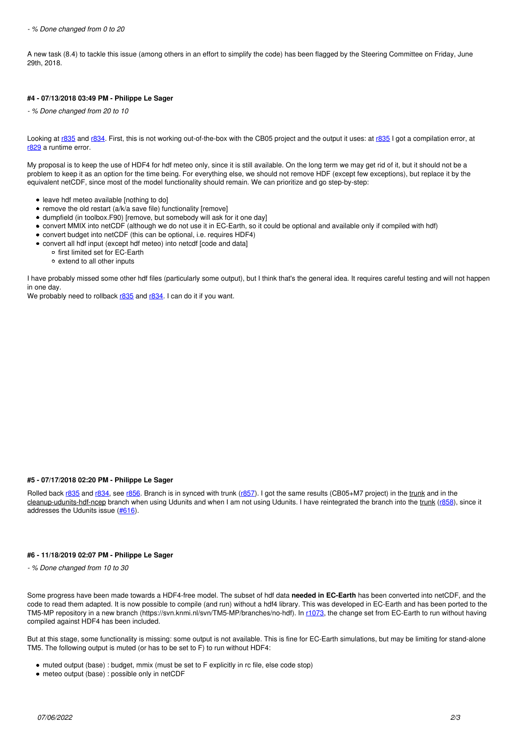*- % Done changed from 0 to 20*

A new task (8.4) to tackle this issue (among others in an effort to simplify the code) has been flagged by the Steering Committee on Friday, June 29th, 2018.

#### #4 - 07/13/2018 03:49 PM - Philippe Le Sager

*- % Done changed from 20 to 10*

Looking at r835 and r834. First, this is not working out-of-the-box with the CB05 project and the output it uses: at r835 I got a compilation error, at r829 a runtime error.

My proposal is to keep the use of HDF4 for hdf meteo only, since it is still available. On the long term we may get rid of it, but it should not be a problem to keep it as an option for the time being. For everything else, we should not remove HDF (except few exceptions), but replace it by the equivalent netCDF, since most of the model functionality should remain. We can prioritize and go step-by-step:

- leave hdf meteo available [nothing to do]
- remove the old restart (a/k/a save file) functionality [remove]
- dumpfield (in toolbox.F90) [remove, but somebody will ask for it one day]
- convert MMIX into netCDF (although we do not use it in EC-Earth, so it could be optional and available only if compiled with hdf)
- convert budget into netCDF (this can be optional, i.e. requires HDF4)
- convert all hdf input (except hdf meteo) into netcdf [code and data]
  - first limited set for EC-Earth
  - extend to all other inputs

I have probably missed some other hdf files (particularly some output), but I think that's the general idea. It requires careful testing and will not happen in one day.
We probably need to rollback r835 and r834. I can do it if you want.

#### #5 - 07/17/2018 02:20 PM - Philippe Le Sager

Rolled back r835 and r834, see r856. Branch is in synced with trunk (r857). I got the same results (CB05+M7 project) in the trunk and in the cleanup-udunits-hdf-ncep branch when using Udunits and when I am not using Udunits. I have reintegrated the branch into the trunk (r858), since it addresses the Udunits issue (#616).

#### #6 - 11/18/2019 02:07 PM - Philippe Le Sager

*- % Done changed from 10 to 30*

Some progress have been made towards a HDF4-free model. The subset of hdf data **needed in EC-Earth** has been converted into netCDF, and the code to read them adapted. It is now possible to compile (and run) without a hdf4 library. This was developed in EC-Earth and has been ported to the TM5-MP repository in a new branch (https://svn.knmi.nl/svn/TM5-MP/branches/no-hdf). In r1073, the change set from EC-Earth to run without having compiled against HDF4 has been included.

But at this stage, some functionality is missing: some output is not available. This is fine for EC-Earth simulations, but may be limiting for stand-alone TM5. The following output is muted (or has to be set to F) to run without HDF4:

- muted output (base) : budget, mmix (must be set to F explicitly in rc file, else code stop)
- meteo output (base) : possible only in netCDF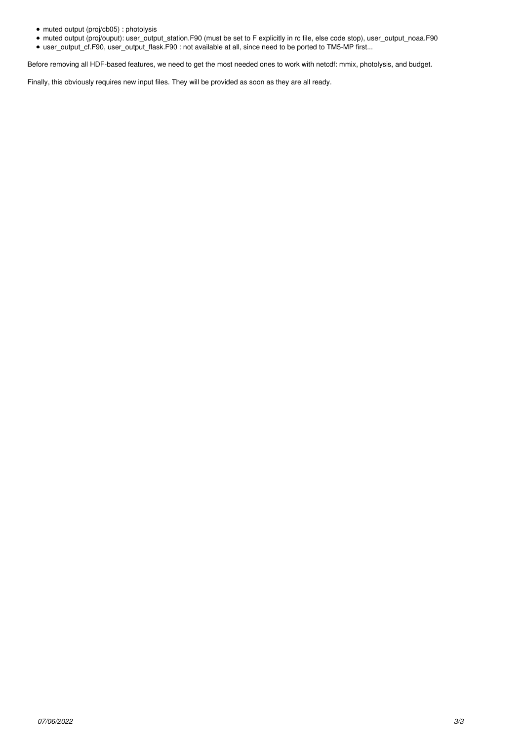- muted output (proj/cb05) : photolysis
- muted output (proj/ouput): user_output_station.F90 (must be set to F explicitly in rc file, else code stop), user_output_noaa.F90
- user_output_cf.F90, user_output_flask.F90 : not available at all, since need to be ported to TM5-MP first...

Before removing all HDF-based features, we need to get the most needed ones to work with netcdf: mmix, photolysis, and budget.

Finally, this obviously requires new input files. They will be provided as soon as they are all ready.